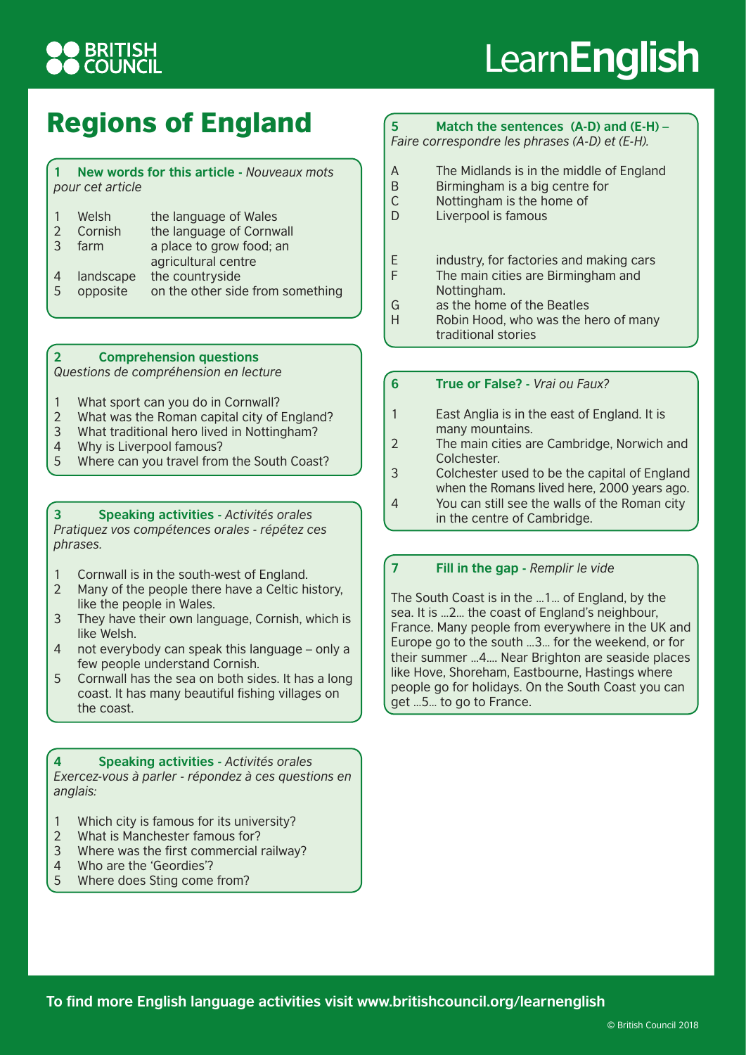# Regions of England

## 1 New words for this article - *Nouveaux mots pour cet article*

| | | |
|---|---|---|
| 1 | Welsh | the language of Wales |
| 2 | Cornish | the language of Cornwall |
| 3 | farm | a place to grow food; an agricultural centre |
| 4 | landscape | the countryside |
| 5 | opposite | on the other side from something |

## 2 Comprehension questions

*Questions de compréhension en lecture*

1. What sport can you do in Cornwall?
2. What was the Roman capital city of England?
3. What traditional hero lived in Nottingham?
4. Why is Liverpool famous?
5. Where can you travel from the South Coast?

## 3 Speaking activities - *Activités orales*

*Pratiquez vos compétences orales - répétez ces phrases.*

1. Cornwall is in the south-west of England.
2. Many of the people there have a Celtic history, like the people in Wales.
3. They have their own language, Cornish, which is like Welsh.
4. not everybody can speak this language – only a few people understand Cornish.
5. Cornwall has the sea on both sides. It has a long coast. It has many beautiful fishing villages on the coast.

## 4 Speaking activities - *Activités orales*

*Exercez-vous à parler - répondez à ces questions en anglais:*

1. Which city is famous for its university?
2. What is Manchester famous for?
3. Where was the first commercial railway?
4. Who are the 'Geordies'?
5. Where does Sting come from?

## 5 Match the sentences (A-D) and (E-H) –

*Faire correspondre les phrases (A-D) et (E-H).*

A. The Midlands is in the middle of England
B. Birmingham is a big centre for
C. Nottingham is the home of
D. Liverpool is famous

E. industry, for factories and making cars
F. The main cities are Birmingham and Nottingham.
G. as the home of the Beatles
H. Robin Hood, who was the hero of many traditional stories

## 6 True or False? - *Vrai ou Faux?*

1. East Anglia is in the east of England. It is many mountains.
2. The main cities are Cambridge, Norwich and Colchester.
3. Colchester used to be the capital of England when the Romans lived here, 2000 years ago.
4. You can still see the walls of the Roman city in the centre of Cambridge.

## 7 Fill in the gap - *Remplir le vide*

The South Coast is in the ...1... of England, by the sea. It is ...2... the coast of England's neighbour, France. Many people from everywhere in the UK and Europe go to the south ...3... for the weekend, or for their summer ...4.... Near Brighton are seaside places like Hove, Shoreham, Eastbourne, Hastings where people go for holidays. On the South Coast you can get ...5... to go to France.

**To find more English language activities visit www.britishcouncil.org/learnenglish**

© British Council 2018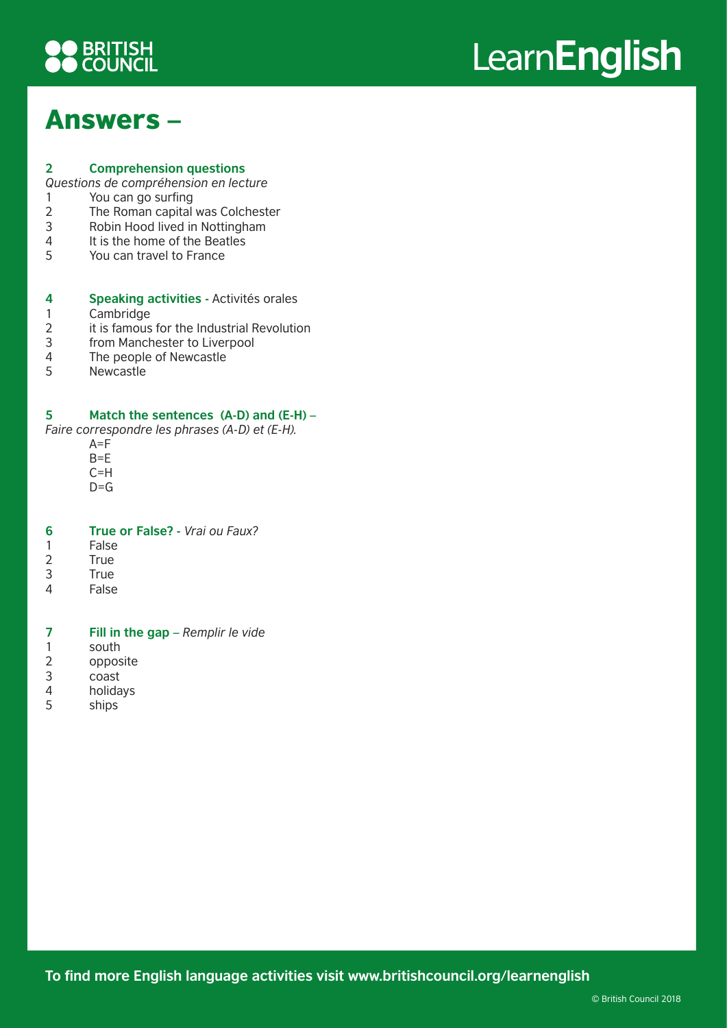# Answers –

## 2 Comprehension questions

*Questions de compréhension en lecture*

1. You can go surfing
2. The Roman capital was Colchester
3. Robin Hood lived in Nottingham
4. It is the home of the Beatles
5. You can travel to France

## 4 Speaking activities - Activités orales

1. Cambridge
2. it is famous for the Industrial Revolution
3. from Manchester to Liverpool
4. The people of Newcastle
5. Newcastle

## 5 Match the sentences (A-D) and (E-H) –

*Faire correspondre les phrases (A-D) et (E-H).*

A=F
B=E
C=H
D=G

## 6 True or False? - *Vrai ou Faux?*

1. False
2. True
3. True
4. False

## 7 Fill in the gap – *Remplir le vide*

1. south
2. opposite
3. coast
4. holidays
5. ships

**To find more English language activities visit www.britishcouncil.org/learnenglish**

© British Council 2018